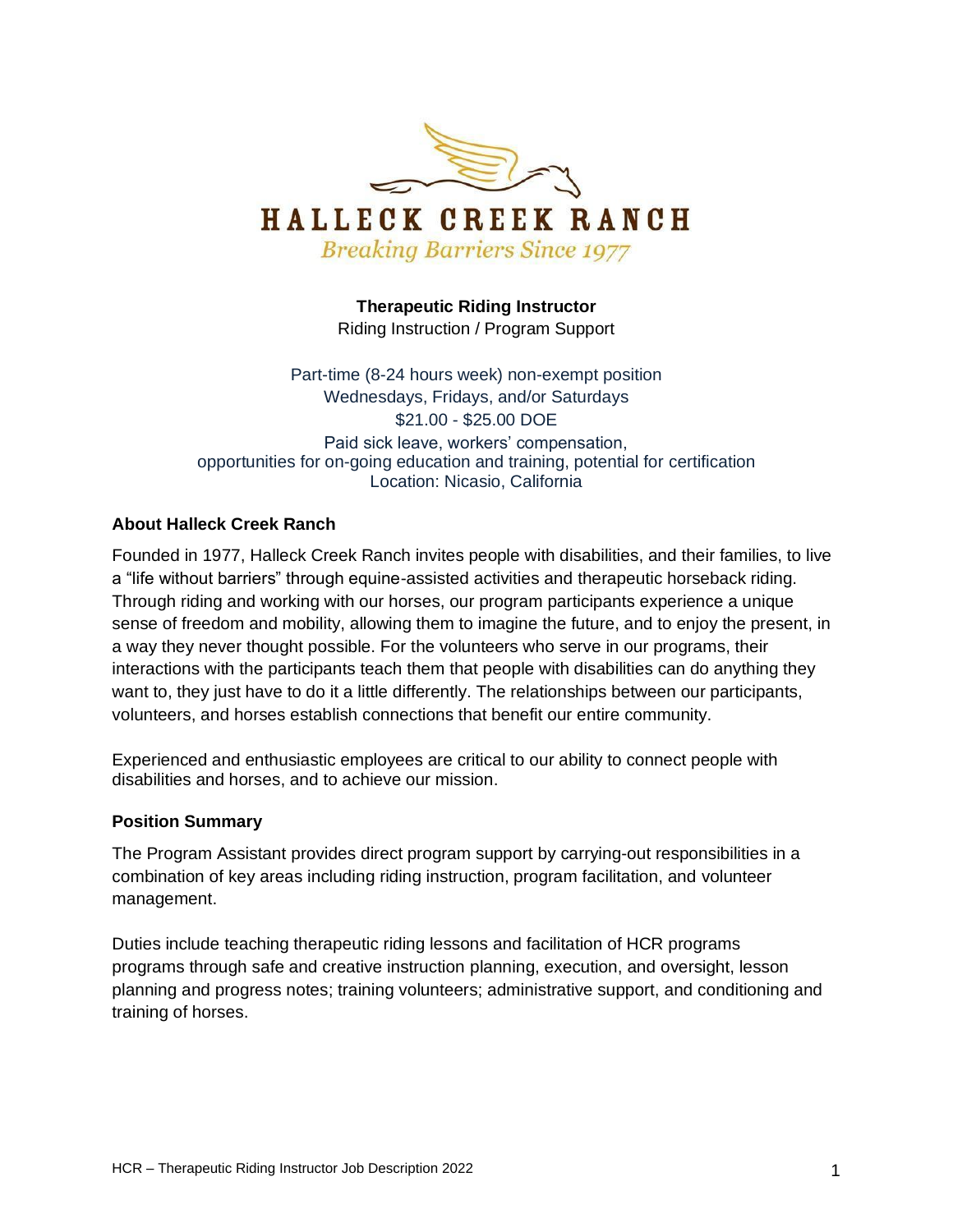# HALLECK CREEK RANCH

*Breaking Barriers Since 1977*

**Therapeutic Riding Instructor**
Riding Instruction / Program Support

Part-time (8-24 hours week) non-exempt position
Wednesdays, Fridays, and/or Saturdays
$21.00 - $25.00 DOE
Paid sick leave, workers' compensation,
opportunities for on-going education and training, potential for certification
Location: Nicasio, California

### About Halleck Creek Ranch

Founded in 1977, Halleck Creek Ranch invites people with disabilities, and their families, to live a "life without barriers" through equine-assisted activities and therapeutic horseback riding. Through riding and working with our horses, our program participants experience a unique sense of freedom and mobility, allowing them to imagine the future, and to enjoy the present, in a way they never thought possible. For the volunteers who serve in our programs, their interactions with the participants teach them that people with disabilities can do anything they want to, they just have to do it a little differently. The relationships between our participants, volunteers, and horses establish connections that benefit our entire community.

Experienced and enthusiastic employees are critical to our ability to connect people with disabilities and horses, and to achieve our mission.

### Position Summary

The Program Assistant provides direct program support by carrying-out responsibilities in a combination of key areas including riding instruction, program facilitation, and volunteer management.

Duties include teaching therapeutic riding lessons and facilitation of HCR programs programs through safe and creative instruction planning, execution, and oversight, lesson planning and progress notes; training volunteers; administrative support, and conditioning and training of horses.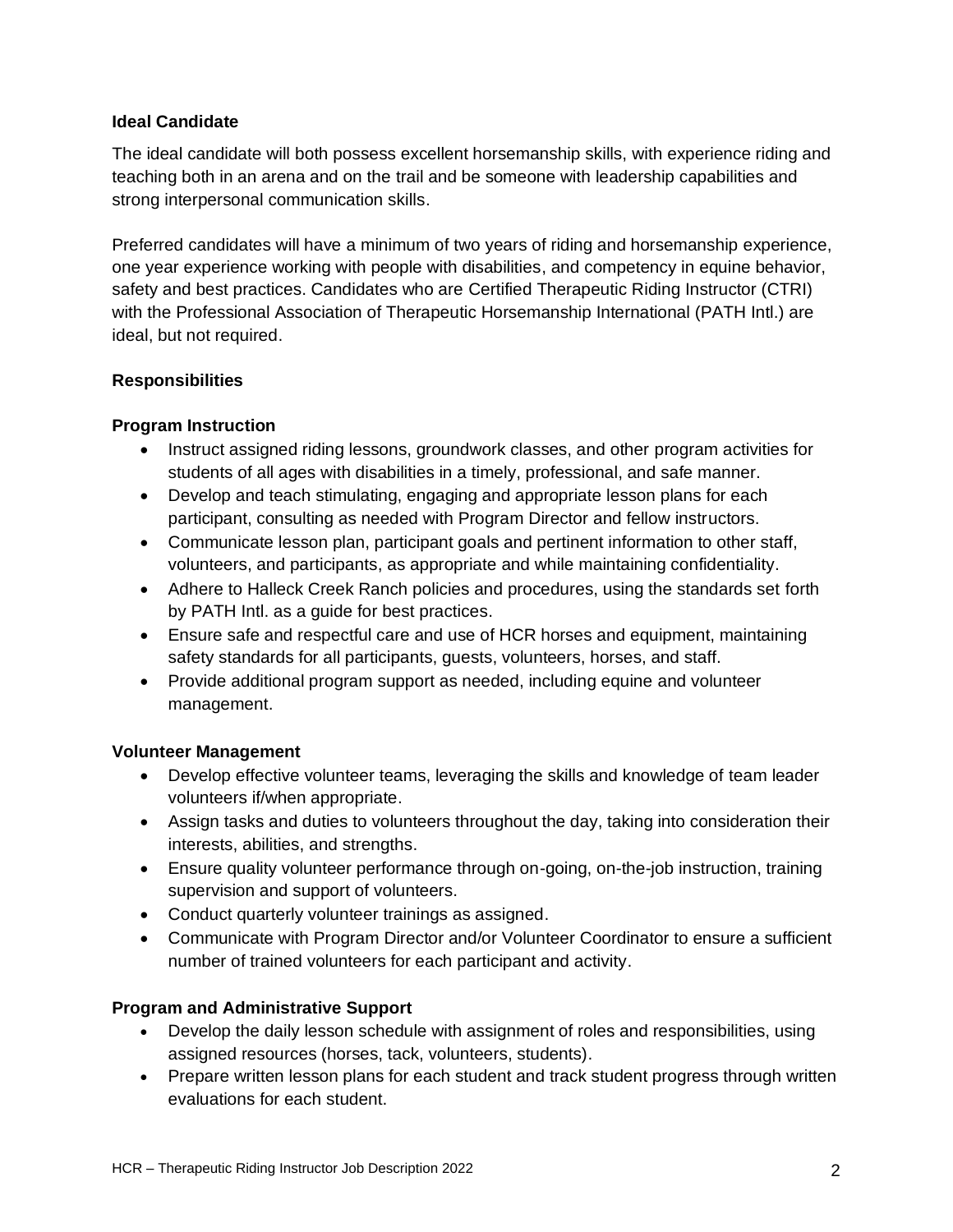## Ideal Candidate

The ideal candidate will both possess excellent horsemanship skills, with experience riding and teaching both in an arena and on the trail and be someone with leadership capabilities and strong interpersonal communication skills.

Preferred candidates will have a minimum of two years of riding and horsemanship experience, one year experience working with people with disabilities, and competency in equine behavior, safety and best practices. Candidates who are Certified Therapeutic Riding Instructor (CTRI) with the Professional Association of Therapeutic Horsemanship International (PATH Intl.) are ideal, but not required.

## Responsibilities

### Program Instruction

- Instruct assigned riding lessons, groundwork classes, and other program activities for students of all ages with disabilities in a timely, professional, and safe manner.
- Develop and teach stimulating, engaging and appropriate lesson plans for each participant, consulting as needed with Program Director and fellow instructors.
- Communicate lesson plan, participant goals and pertinent information to other staff, volunteers, and participants, as appropriate and while maintaining confidentiality.
- Adhere to Halleck Creek Ranch policies and procedures, using the standards set forth by PATH Intl. as a guide for best practices.
- Ensure safe and respectful care and use of HCR horses and equipment, maintaining safety standards for all participants, guests, volunteers, horses, and staff.
- Provide additional program support as needed, including equine and volunteer management.

### Volunteer Management

- Develop effective volunteer teams, leveraging the skills and knowledge of team leader volunteers if/when appropriate.
- Assign tasks and duties to volunteers throughout the day, taking into consideration their interests, abilities, and strengths.
- Ensure quality volunteer performance through on-going, on-the-job instruction, training supervision and support of volunteers.
- Conduct quarterly volunteer trainings as assigned.
- Communicate with Program Director and/or Volunteer Coordinator to ensure a sufficient number of trained volunteers for each participant and activity.

### Program and Administrative Support

- Develop the daily lesson schedule with assignment of roles and responsibilities, using assigned resources (horses, tack, volunteers, students).
- Prepare written lesson plans for each student and track student progress through written evaluations for each student.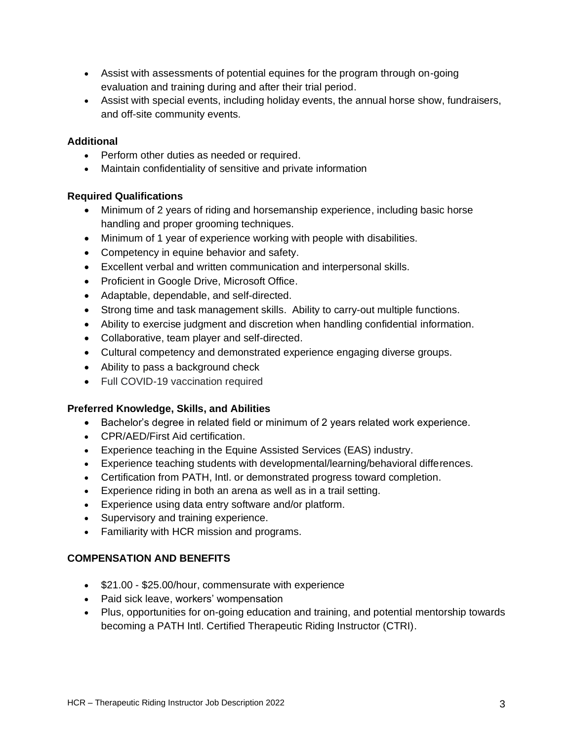- Assist with assessments of potential equines for the program through on-going evaluation and training during and after their trial period.
- Assist with special events, including holiday events, the annual horse show, fundraisers, and off-site community events.

**Additional**

- Perform other duties as needed or required.
- Maintain confidentiality of sensitive and private information

**Required Qualifications**

- Minimum of 2 years of riding and horsemanship experience, including basic horse handling and proper grooming techniques.
- Minimum of 1 year of experience working with people with disabilities.
- Competency in equine behavior and safety.
- Excellent verbal and written communication and interpersonal skills.
- Proficient in Google Drive, Microsoft Office.
- Adaptable, dependable, and self-directed.
- Strong time and task management skills. Ability to carry-out multiple functions.
- Ability to exercise judgment and discretion when handling confidential information.
- Collaborative, team player and self-directed.
- Cultural competency and demonstrated experience engaging diverse groups.
- Ability to pass a background check
- Full COVID-19 vaccination required

**Preferred Knowledge, Skills, and Abilities**

- Bachelor's degree in related field or minimum of 2 years related work experience.
- CPR/AED/First Aid certification.
- Experience teaching in the Equine Assisted Services (EAS) industry.
- Experience teaching students with developmental/learning/behavioral differences.
- Certification from PATH, Intl. or demonstrated progress toward completion.
- Experience riding in both an arena as well as in a trail setting.
- Experience using data entry software and/or platform.
- Supervisory and training experience.
- Familiarity with HCR mission and programs.

**COMPENSATION AND BENEFITS**

- $21.00 - $25.00/hour, commensurate with experience
- Paid sick leave, workers' wompensation
- Plus, opportunities for on-going education and training, and potential mentorship towards becoming a PATH Intl. Certified Therapeutic Riding Instructor (CTRI).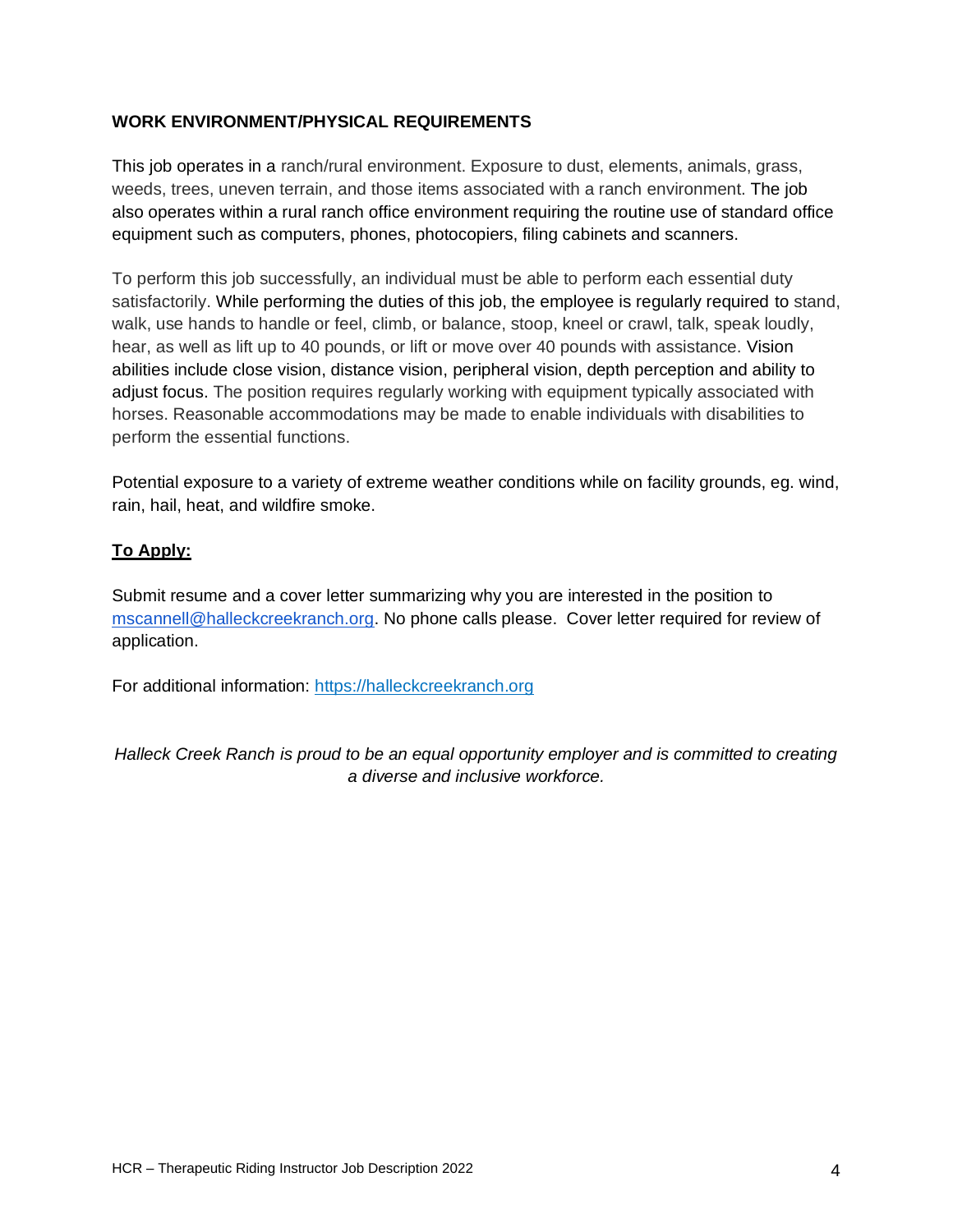**WORK ENVIRONMENT/PHYSICAL REQUIREMENTS**

This job operates in a ranch/rural environment. Exposure to dust, elements, animals, grass, weeds, trees, uneven terrain, and those items associated with a ranch environment. The job also operates within a rural ranch office environment requiring the routine use of standard office equipment such as computers, phones, photocopiers, filing cabinets and scanners.

To perform this job successfully, an individual must be able to perform each essential duty satisfactorily. While performing the duties of this job, the employee is regularly required to stand, walk, use hands to handle or feel, climb, or balance, stoop, kneel or crawl, talk, speak loudly, hear, as well as lift up to 40 pounds, or lift or move over 40 pounds with assistance. Vision abilities include close vision, distance vision, peripheral vision, depth perception and ability to adjust focus. The position requires regularly working with equipment typically associated with horses. Reasonable accommodations may be made to enable individuals with disabilities to perform the essential functions.

Potential exposure to a variety of extreme weather conditions while on facility grounds, eg. wind, rain, hail, heat, and wildfire smoke.

**To Apply:**

Submit resume and a cover letter summarizing why you are interested in the position to mscannell@halleckcreekranch.org. No phone calls please. Cover letter required for review of application.

For additional information: https://halleckcreekranch.org

*Halleck Creek Ranch is proud to be an equal opportunity employer and is committed to creating a diverse and inclusive workforce.*